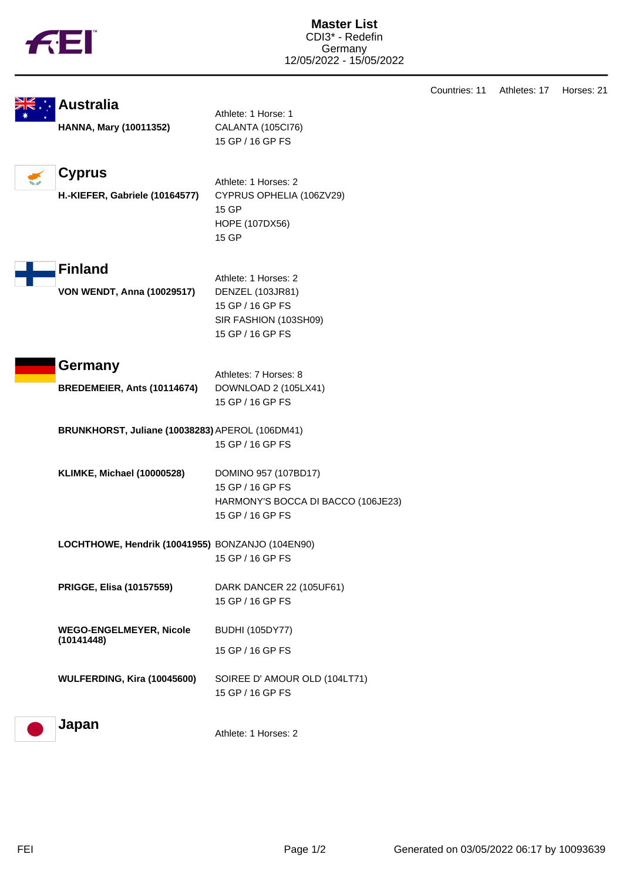# Master List

CDI3* - Redefin
Germany
12/05/2022 - 15/05/2022

Countries: 11 Athletes: 17 Horses: 21

## Australia

Athlete: 1 Horse: 1

**HANNA, Mary (10011352)**
CALANTA (105CI76)
15 GP / 16 GP FS

## Cyprus

Athlete: 1 Horses: 2

**H.-KIEFER, Gabriele (10164577)**
CYPRUS OPHELIA (106ZV29)
15 GP
HOPE (107DX56)
15 GP

## Finland

Athlete: 1 Horses: 2

**VON WENDT, Anna (10029517)**
DENZEL (103JR81)
15 GP / 16 GP FS
SIR FASHION (103SH09)
15 GP / 16 GP FS

## Germany

Athletes: 7 Horses: 8

**BREDEMEIER, Ants (10114674)**
DOWNLOAD 2 (105LX41)
15 GP / 16 GP FS

**BRUNKHORST, Juliane (10038283)**
APEROL (106DM41)
15 GP / 16 GP FS

**KLIMKE, Michael (10000528)**
DOMINO 957 (107BD17)
15 GP / 16 GP FS
HARMONY'S BOCCA DI BACCO (106JE23)
15 GP / 16 GP FS

**LOCHTHOWE, Hendrik (10041955)**
BONZANJO (104EN90)
15 GP / 16 GP FS

**PRIGGE, Elisa (10157559)**
DARK DANCER 22 (105UF61)
15 GP / 16 GP FS

**WEGO-ENGELMEYER, Nicole (10141448)**
BUDHI (105DY77)
15 GP / 16 GP FS

**WULFERDING, Kira (10045600)**
SOIREE D' AMOUR OLD (104LT71)
15 GP / 16 GP FS

## Japan

Athlete: 1 Horses: 2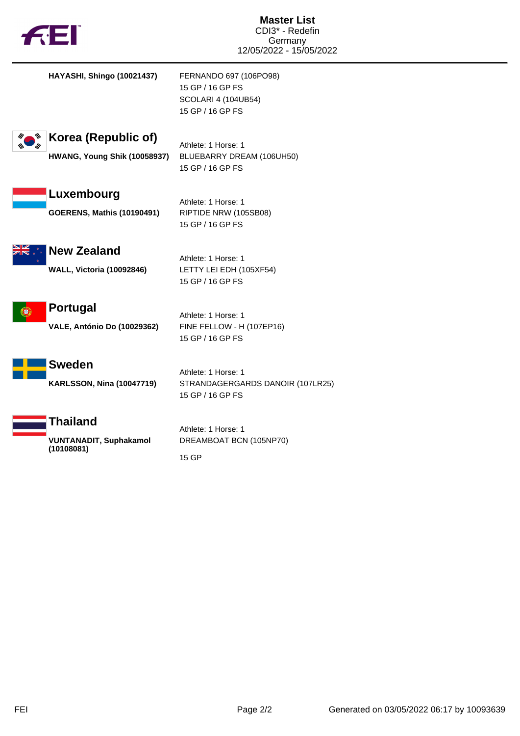# Master List
CDI3* - Redefin
Germany
12/05/2022 - 15/05/2022

**HAYASHI, Shingo (10021437)**

FERNANDO 697 (106PO98)
15 GP / 16 GP FS
SCOLARI 4 (104UB54)
15 GP / 16 GP FS

## Korea (Republic of)

Athlete: 1 Horse: 1

**HWANG, Young Shik (10058937)**

BLUEBARRY DREAM (106UH50)
15 GP / 16 GP FS

## Luxembourg

Athlete: 1 Horse: 1

**GOERENS, Mathis (10190491)**

RIPTIDE NRW (105SB08)
15 GP / 16 GP FS

## New Zealand

Athlete: 1 Horse: 1

**WALL, Victoria (10092846)**

LETTY LEI EDH (105XF54)
15 GP / 16 GP FS

## Portugal

Athlete: 1 Horse: 1

**VALE, António Do (10029362)**

FINE FELLOW - H (107EP16)
15 GP / 16 GP FS

## Sweden

Athlete: 1 Horse: 1

**KARLSSON, Nina (10047719)**

STRANDAGERGARDS DANOIR (107LR25)
15 GP / 16 GP FS

## Thailand

Athlete: 1 Horse: 1

**VUNTANADIT, Suphakamol (10108081)**

DREAMBOAT BCN (105NP70)
15 GP

Generated on 03/05/2022 06:17 by 10093639